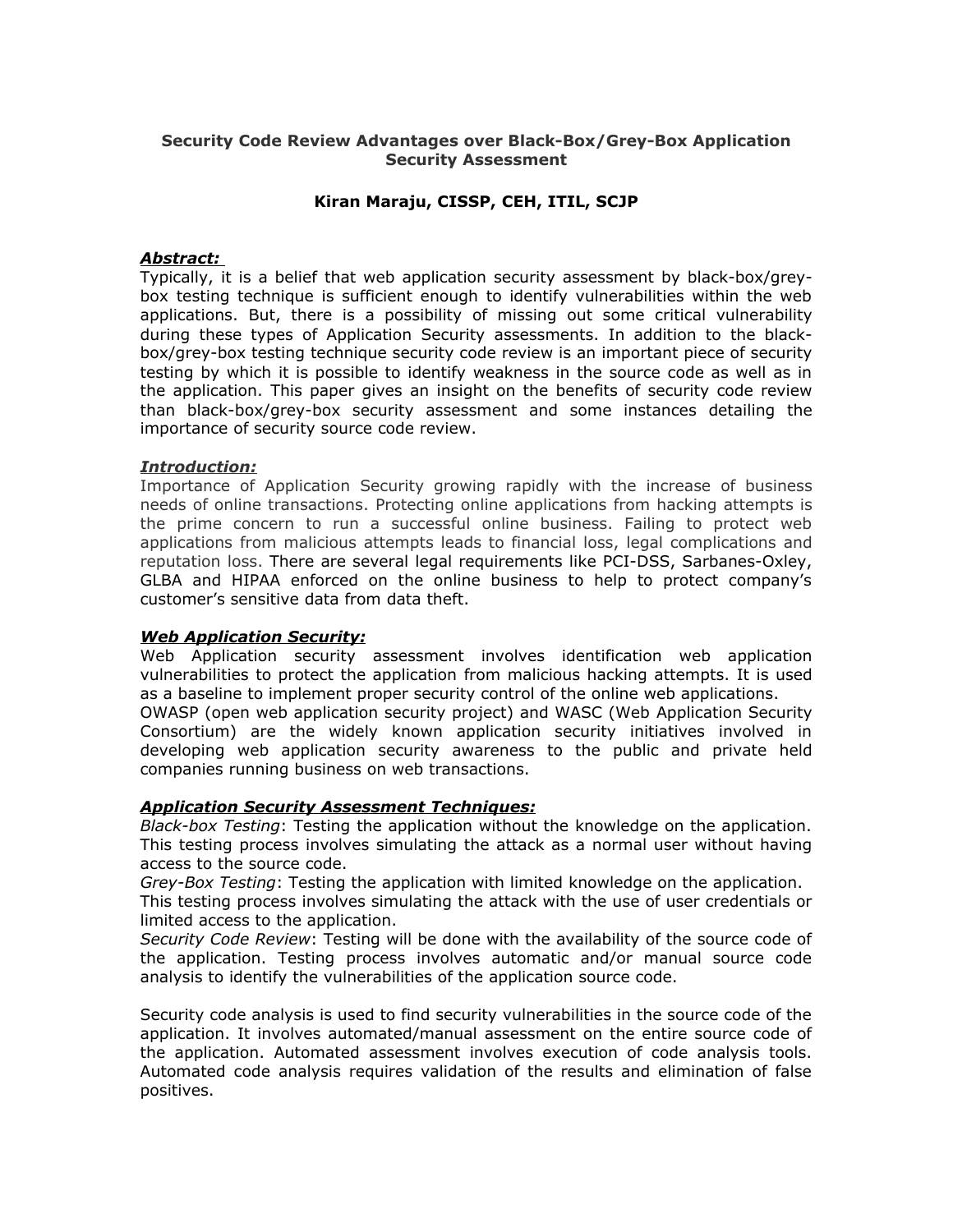# Security Code Review Advantages over Black-Box/Grey-Box Application Security Assessment

**Kiran Maraju, CISSP, CEH, ITIL, SCJP**

### ***Abstract:***

Typically, it is a belief that web application security assessment by black-box/grey-box testing technique is sufficient enough to identify vulnerabilities within the web applications. But, there is a possibility of missing out some critical vulnerability during these types of Application Security assessments. In addition to the black-box/grey-box testing technique security code review is an important piece of security testing by which it is possible to identify weakness in the source code as well as in the application. This paper gives an insight on the benefits of security code review than black-box/grey-box security assessment and some instances detailing the importance of security source code review.

### ***Introduction:***

Importance of Application Security growing rapidly with the increase of business needs of online transactions. Protecting online applications from hacking attempts is the prime concern to run a successful online business. Failing to protect web applications from malicious attempts leads to financial loss, legal complications and reputation loss. There are several legal requirements like PCI-DSS, Sarbanes-Oxley, GLBA and HIPAA enforced on the online business to help to protect company's customer's sensitive data from data theft.

### ***Web Application Security:***

Web Application security assessment involves identification web application vulnerabilities to protect the application from malicious hacking attempts. It is used as a baseline to implement proper security control of the online web applications.
OWASP (open web application security project) and WASC (Web Application Security Consortium) are the widely known application security initiatives involved in developing web application security awareness to the public and private held companies running business on web transactions.

### ***Application Security Assessment Techniques:***

*Black-box Testing*: Testing the application without the knowledge on the application. This testing process involves simulating the attack as a normal user without having access to the source code.
*Grey-Box Testing*: Testing the application with limited knowledge on the application.
This testing process involves simulating the attack with the use of user credentials or limited access to the application.
*Security Code Review*: Testing will be done with the availability of the source code of the application. Testing process involves automatic and/or manual source code analysis to identify the vulnerabilities of the application source code.

Security code analysis is used to find security vulnerabilities in the source code of the application. It involves automated/manual assessment on the entire source code of the application. Automated assessment involves execution of code analysis tools. Automated code analysis requires validation of the results and elimination of false positives.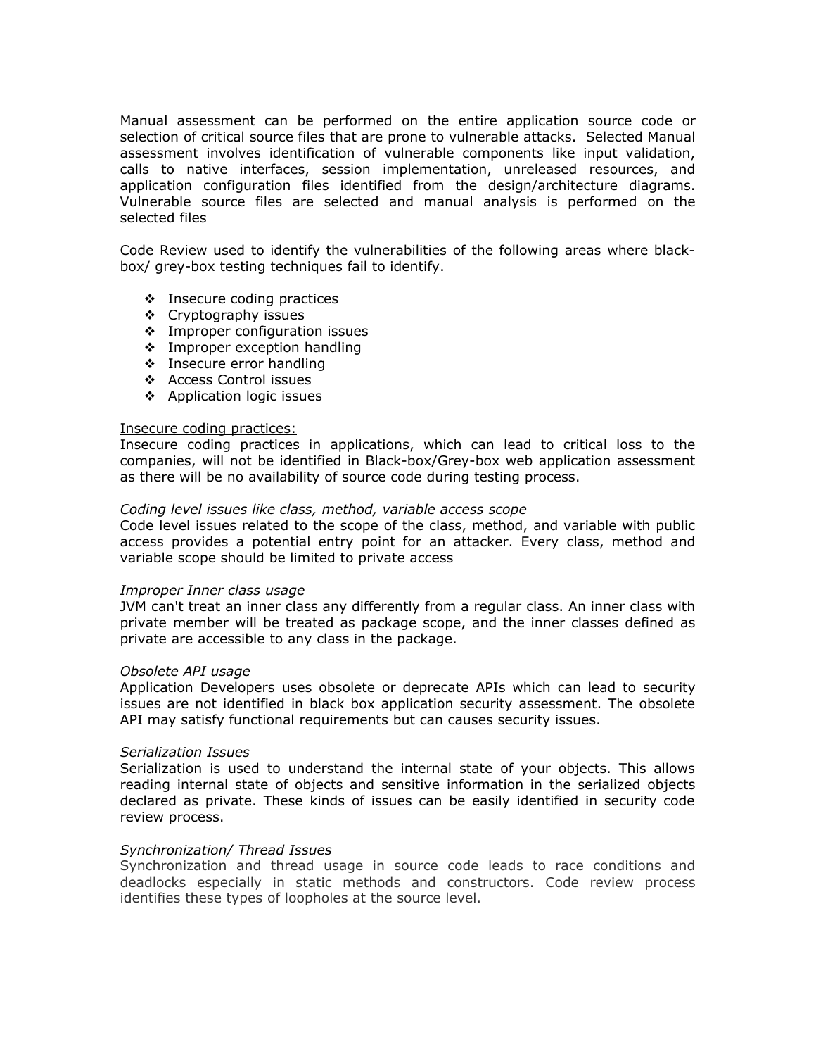Manual assessment can be performed on the entire application source code or selection of critical source files that are prone to vulnerable attacks. Selected Manual assessment involves identification of vulnerable components like input validation, calls to native interfaces, session implementation, unreleased resources, and application configuration files identified from the design/architecture diagrams. Vulnerable source files are selected and manual analysis is performed on the selected files

Code Review used to identify the vulnerabilities of the following areas where black-box/ grey-box testing techniques fail to identify.

- Insecure coding practices
- Cryptography issues
- Improper configuration issues
- Improper exception handling
- Insecure error handling
- Access Control issues
- Application logic issues

<u>Insecure coding practices:</u>
Insecure coding practices in applications, which can lead to critical loss to the companies, will not be identified in Black-box/Grey-box web application assessment as there will be no availability of source code during testing process.

*Coding level issues like class, method, variable access scope*
Code level issues related to the scope of the class, method, and variable with public access provides a potential entry point for an attacker. Every class, method and variable scope should be limited to private access

*Improper Inner class usage*
JVM can't treat an inner class any differently from a regular class. An inner class with private member will be treated as package scope, and the inner classes defined as private are accessible to any class in the package.

*Obsolete API usage*
Application Developers uses obsolete or deprecate APIs which can lead to security issues are not identified in black box application security assessment. The obsolete API may satisfy functional requirements but can causes security issues.

*Serialization Issues*
Serialization is used to understand the internal state of your objects. This allows reading internal state of objects and sensitive information in the serialized objects declared as private. These kinds of issues can be easily identified in security code review process.

*Synchronization/ Thread Issues*
Synchronization and thread usage in source code leads to race conditions and deadlocks especially in static methods and constructors. Code review process identifies these types of loopholes at the source level.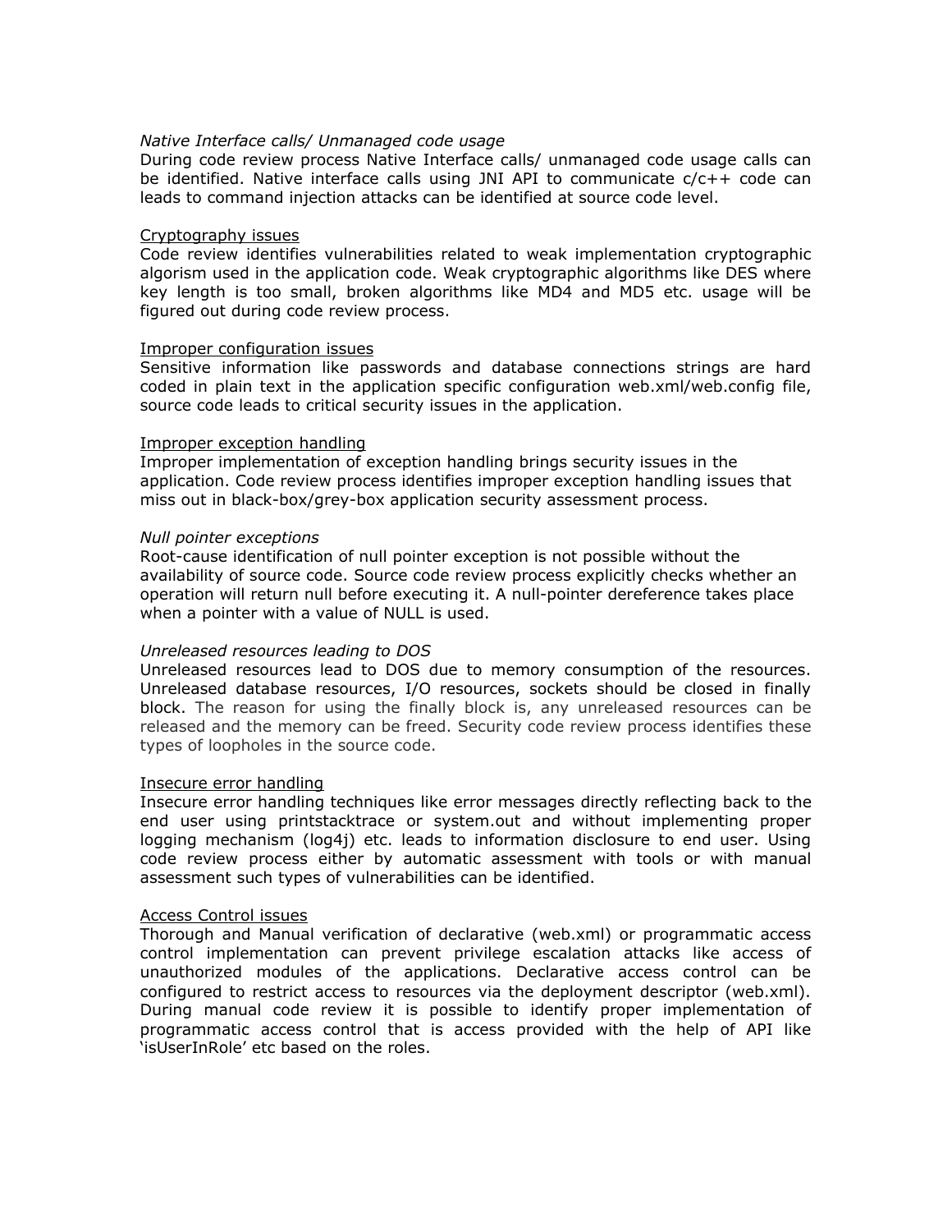*Native Interface calls/ Unmanaged code usage*

During code review process Native Interface calls/ unmanaged code usage calls can be identified. Native interface calls using JNI API to communicate c/c++ code can leads to command injection attacks can be identified at source code level.

<u>Cryptography issues</u>

Code review identifies vulnerabilities related to weak implementation cryptographic algorism used in the application code. Weak cryptographic algorithms like DES where key length is too small, broken algorithms like MD4 and MD5 etc. usage will be figured out during code review process.

<u>Improper configuration issues</u>

Sensitive information like passwords and database connections strings are hard coded in plain text in the application specific configuration web.xml/web.config file, source code leads to critical security issues in the application.

<u>Improper exception handling</u>

Improper implementation of exception handling brings security issues in the application. Code review process identifies improper exception handling issues that miss out in black-box/grey-box application security assessment process.

*Null pointer exceptions*

Root-cause identification of null pointer exception is not possible without the availability of source code. Source code review process explicitly checks whether an operation will return null before executing it. A null-pointer dereference takes place when a pointer with a value of NULL is used.

*Unreleased resources leading to DOS*

Unreleased resources lead to DOS due to memory consumption of the resources. Unreleased database resources, I/O resources, sockets should be closed in finally block. The reason for using the finally block is, any unreleased resources can be released and the memory can be freed. Security code review process identifies these types of loopholes in the source code.

<u>Insecure error handling</u>

Insecure error handling techniques like error messages directly reflecting back to the end user using printstacktrace or system.out and without implementing proper logging mechanism (log4j) etc. leads to information disclosure to end user. Using code review process either by automatic assessment with tools or with manual assessment such types of vulnerabilities can be identified.

<u>Access Control issues</u>

Thorough and Manual verification of declarative (web.xml) or programmatic access control implementation can prevent privilege escalation attacks like access of unauthorized modules of the applications. Declarative access control can be configured to restrict access to resources via the deployment descriptor (web.xml). During manual code review it is possible to identify proper implementation of programmatic access control that is access provided with the help of API like 'isUserInRole' etc based on the roles.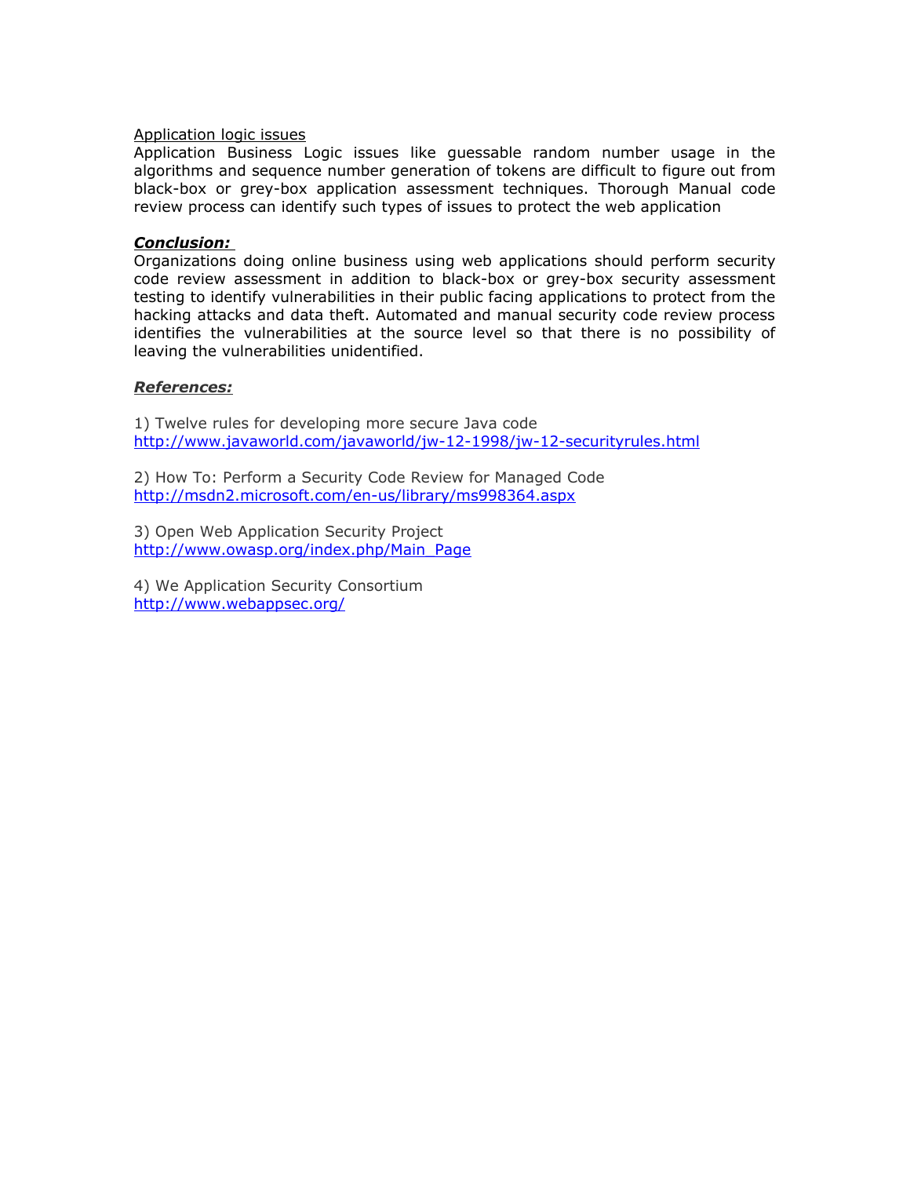Application logic issues

Application Business Logic issues like guessable random number usage in the algorithms and sequence number generation of tokens are difficult to figure out from black-box or grey-box application assessment techniques. Thorough Manual code review process can identify such types of issues to protect the web application

***Conclusion:***

Organizations doing online business using web applications should perform security code review assessment in addition to black-box or grey-box security assessment testing to identify vulnerabilities in their public facing applications to protect from the hacking attacks and data theft. Automated and manual security code review process identifies the vulnerabilities at the source level so that there is no possibility of leaving the vulnerabilities unidentified.

***References:***

1) Twelve rules for developing more secure Java code
http://www.javaworld.com/javaworld/jw-12-1998/jw-12-securityrules.html

2) How To: Perform a Security Code Review for Managed Code
http://msdn2.microsoft.com/en-us/library/ms998364.aspx

3) Open Web Application Security Project
http://www.owasp.org/index.php/Main_Page

4) We Application Security Consortium
http://www.webappsec.org/